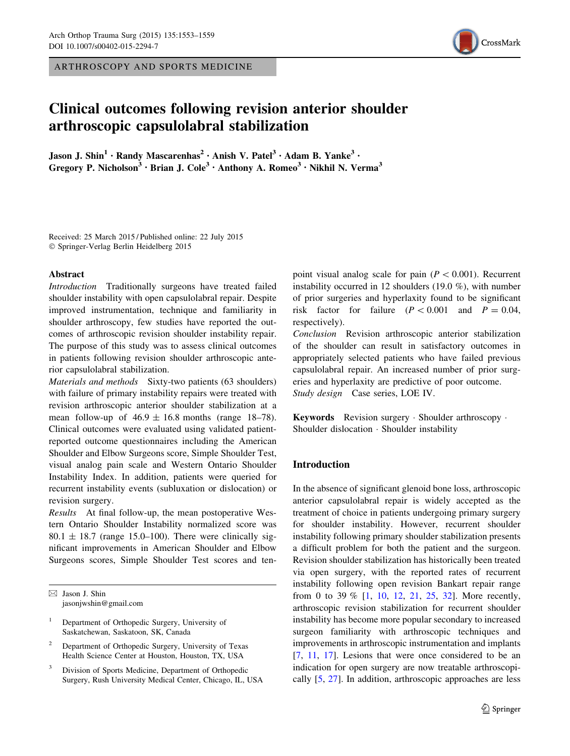ARTHROSCOPY AND SPORTS MEDICINE

# Clinical outcomes following revision anterior shoulder arthroscopic capsulolabral stabilization

**Jason J. Shin[1] · Randy Mascarenhas[2] · Anish V. Patel[3] · Adam B. Yanke[3] · Gregory P. Nicholson[3] · Brian J. Cole[3] · Anthony A. Romeo[3] · Nikhil N. Verma[3]**

Received: 25 March 2015 / Published online: 22 July 2015
© Springer-Verlag Berlin Heidelberg 2015

## Abstract

*Introduction* Traditionally surgeons have treated failed shoulder instability with open capsulolabral repair. Despite improved instrumentation, technique and familiarity in shoulder arthroscopy, few studies have reported the outcomes of arthroscopic revision shoulder instability repair. The purpose of this study was to assess clinical outcomes in patients following revision shoulder arthroscopic anterior capsulolabral stabilization.

*Materials and methods* Sixty-two patients (63 shoulders) with failure of primary instability repairs were treated with revision arthroscopic anterior shoulder stabilization at a mean follow-up of $46.9 \pm 16.8$ months (range 18–78). Clinical outcomes were evaluated using validated patient-reported outcome questionnaires including the American Shoulder and Elbow Surgeons score, Simple Shoulder Test, visual analog pain scale and Western Ontario Shoulder Instability Index. In addition, patients were queried for recurrent instability events (subluxation or dislocation) or revision surgery.

*Results* At final follow-up, the mean postoperative Western Ontario Shoulder Instability normalized score was $80.1 \pm 18.7$ (range 15.0–100). There were clinically significant improvements in American Shoulder and Elbow Surgeons scores, Simple Shoulder Test scores and ten-point visual analog scale for pain ($P < 0.001$). Recurrent instability occurred in 12 shoulders (19.0 %), with number of prior surgeries and hyperlaxity found to be significant risk factor for failure ($P < 0.001$ and $P = 0.04$, respectively).

*Conclusion* Revision arthroscopic anterior stabilization of the shoulder can result in satisfactory outcomes in appropriately selected patients who have failed previous capsulolabral repair. An increased number of prior surgeries and hyperlaxity are predictive of poor outcome.

*Study design* Case series, LOE IV.

**Keywords** Revision surgery · Shoulder arthroscopy · Shoulder dislocation · Shoulder instability

✉ Jason J. Shin
jasonjwshin@gmail.com

[1] Department of Orthopedic Surgery, University of Saskatchewan, Saskatoon, SK, Canada

[2] Department of Orthopedic Surgery, University of Texas Health Science Center at Houston, Houston, TX, USA

[3] Division of Sports Medicine, Department of Orthopedic Surgery, Rush University Medical Center, Chicago, IL, USA

## Introduction

In the absence of significant glenoid bone loss, arthroscopic anterior capsulolabral repair is widely accepted as the treatment of choice in patients undergoing primary surgery for shoulder instability. However, recurrent shoulder instability following primary shoulder stabilization presents a difficult problem for both the patient and the surgeon. Revision shoulder stabilization has historically been treated via open surgery, with the reported rates of recurrent instability following open revision Bankart repair range from 0 to 39 % [1, 10, 12, 21, 25, 32]. More recently, arthroscopic revision stabilization for recurrent shoulder instability has become more popular secondary to increased surgeon familiarity with arthroscopic techniques and improvements in arthroscopic instrumentation and implants [7, 11, 17]. Lesions that were once considered to be an indication for open surgery are now treatable arthroscopically [5, 27]. In addition, arthroscopic approaches are less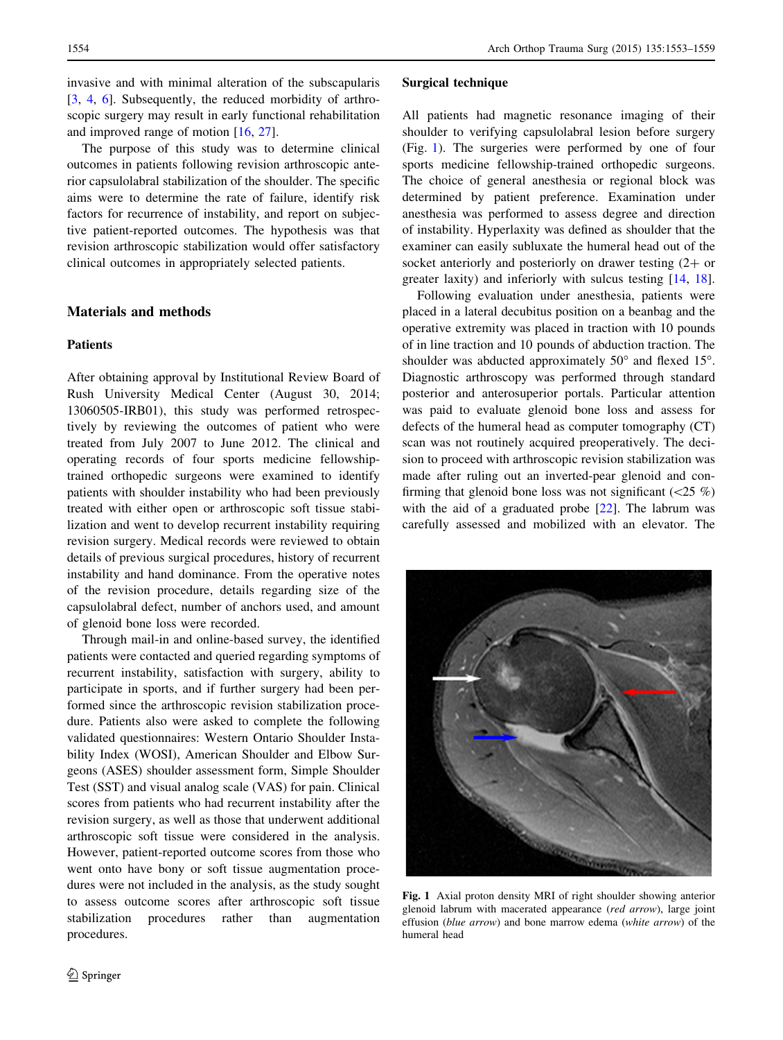invasive and with minimal alteration of the subscapularis [3, 4, 6]. Subsequently, the reduced morbidity of arthroscopic surgery may result in early functional rehabilitation and improved range of motion [16, 27].

The purpose of this study was to determine clinical outcomes in patients following revision arthroscopic anterior capsulolabral stabilization of the shoulder. The specific aims were to determine the rate of failure, identify risk factors for recurrence of instability, and report on subjective patient-reported outcomes. The hypothesis was that revision arthroscopic stabilization would offer satisfactory clinical outcomes in appropriately selected patients.

## Materials and methods

### Patients

After obtaining approval by Institutional Review Board of Rush University Medical Center (August 30, 2014; 13060505-IRB01), this study was performed retrospectively by reviewing the outcomes of patient who were treated from July 2007 to June 2012. The clinical and operating records of four sports medicine fellowship-trained orthopedic surgeons were examined to identify patients with shoulder instability who had been previously treated with either open or arthroscopic soft tissue stabilization and went to develop recurrent instability requiring revision surgery. Medical records were reviewed to obtain details of previous surgical procedures, history of recurrent instability and hand dominance. From the operative notes of the revision procedure, details regarding size of the capsulolabral defect, number of anchors used, and amount of glenoid bone loss were recorded.

Through mail-in and online-based survey, the identified patients were contacted and queried regarding symptoms of recurrent instability, satisfaction with surgery, ability to participate in sports, and if further surgery had been performed since the arthroscopic revision stabilization procedure. Patients also were asked to complete the following validated questionnaires: Western Ontario Shoulder Instability Index (WOSI), American Shoulder and Elbow Surgeons (ASES) shoulder assessment form, Simple Shoulder Test (SST) and visual analog scale (VAS) for pain. Clinical scores from patients who had recurrent instability after the revision surgery, as well as those that underwent additional arthroscopic soft tissue were considered in the analysis. However, patient-reported outcome scores from those who went onto have bony or soft tissue augmentation procedures were not included in the analysis, as the study sought to assess outcome scores after arthroscopic soft tissue stabilization procedures rather than augmentation procedures.

### Surgical technique

All patients had magnetic resonance imaging of their shoulder to verifying capsulolabral lesion before surgery (Fig. 1). The surgeries were performed by one of four sports medicine fellowship-trained orthopedic surgeons. The choice of general anesthesia or regional block was determined by patient preference. Examination under anesthesia was performed to assess degree and direction of instability. Hyperlaxity was defined as shoulder that the examiner can easily subluxate the humeral head out of the socket anteriorly and posteriorly on drawer testing (2+ or greater laxity) and inferiorly with sulcus testing [14, 18].

Following evaluation under anesthesia, patients were placed in a lateral decubitus position on a beanbag and the operative extremity was placed in traction with 10 pounds of in line traction and 10 pounds of abduction traction. The shoulder was abducted approximately 50° and flexed 15°. Diagnostic arthroscopy was performed through standard posterior and anterosuperior portals. Particular attention was paid to evaluate glenoid bone loss and assess for defects of the humeral head as computer tomography (CT) scan was not routinely acquired preoperatively. The decision to proceed with arthroscopic revision stabilization was made after ruling out an inverted-pear glenoid and confirming that glenoid bone loss was not significant (<25 %) with the aid of a graduated probe [22]. The labrum was carefully assessed and mobilized with an elevator. The

**Fig. 1** Axial proton density MRI of right shoulder showing anterior glenoid labrum with macerated appearance (*red arrow*), large joint effusion (*blue arrow*) and bone marrow edema (*white arrow*) of the humeral head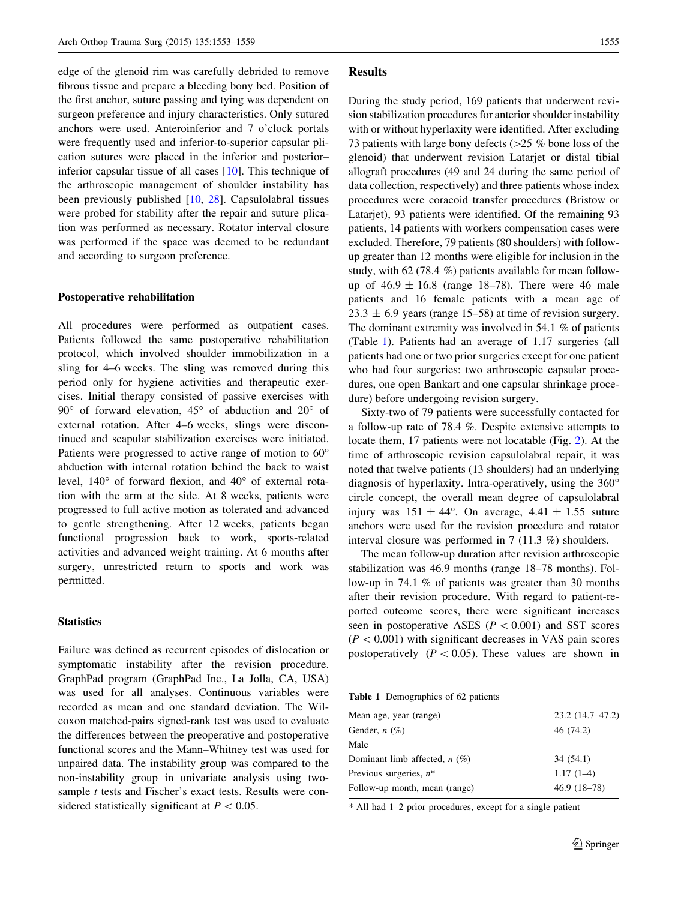edge of the glenoid rim was carefully debrided to remove fibrous tissue and prepare a bleeding bony bed. Position of the first anchor, suture passing and tying was dependent on surgeon preference and injury characteristics. Only sutured anchors were used. Anteroinferior and 7 o'clock portals were frequently used and inferior-to-superior capsular plication sutures were placed in the inferior and posterior–inferior capsular tissue of all cases [10]. This technique of the arthroscopic management of shoulder instability has been previously published [10, 28]. Capsulolabral tissues were probed for stability after the repair and suture plication was performed as necessary. Rotator interval closure was performed if the space was deemed to be redundant and according to surgeon preference.

### Postoperative rehabilitation

All procedures were performed as outpatient cases. Patients followed the same postoperative rehabilitation protocol, which involved shoulder immobilization in a sling for 4–6 weeks. The sling was removed during this period only for hygiene activities and therapeutic exercises. Initial therapy consisted of passive exercises with 90° of forward elevation, 45° of abduction and 20° of external rotation. After 4–6 weeks, slings were discontinued and scapular stabilization exercises were initiated. Patients were progressed to active range of motion to 60° abduction with internal rotation behind the back to waist level, 140° of forward flexion, and 40° of external rotation with the arm at the side. At 8 weeks, patients were progressed to full active motion as tolerated and advanced to gentle strengthening. After 12 weeks, patients began functional progression back to work, sports-related activities and advanced weight training. At 6 months after surgery, unrestricted return to sports and work was permitted.

### Statistics

Failure was defined as recurrent episodes of dislocation or symptomatic instability after the revision procedure. GraphPad program (GraphPad Inc., La Jolla, CA, USA) was used for all analyses. Continuous variables were recorded as mean and one standard deviation. The Wilcoxon matched-pairs signed-rank test was used to evaluate the differences between the preoperative and postoperative functional scores and the Mann–Whitney test was used for unpaired data. The instability group was compared to the non-instability group in univariate analysis using two-sample *t* tests and Fischer's exact tests. Results were considered statistically significant at $P < 0.05$.

## Results

During the study period, 169 patients that underwent revision stabilization procedures for anterior shoulder instability with or without hyperlaxity were identified. After excluding 73 patients with large bony defects (>25 % bone loss of the glenoid) that underwent revision Latarjet or distal tibial allograft procedures (49 and 24 during the same period of data collection, respectively) and three patients whose index procedures were coracoid transfer procedures (Bristow or Latarjet), 93 patients were identified. Of the remaining 93 patients, 14 patients with workers compensation cases were excluded. Therefore, 79 patients (80 shoulders) with follow-up greater than 12 months were eligible for inclusion in the study, with 62 (78.4 %) patients available for mean follow-up of $46.9 \pm 16.8$ (range 18–78). There were 46 male patients and 16 female patients with a mean age of $23.3 \pm 6.9$ years (range 15–58) at time of revision surgery. The dominant extremity was involved in 54.1 % of patients (Table 1). Patients had an average of 1.17 surgeries (all patients had one or two prior surgeries except for one patient who had four surgeries: two arthroscopic capsular procedures, one open Bankart and one capsular shrinkage procedure) before undergoing revision surgery.

Sixty-two of 79 patients were successfully contacted for a follow-up rate of 78.4 %. Despite extensive attempts to locate them, 17 patients were not locatable (Fig. 2). At the time of arthroscopic revision capsulolabral repair, it was noted that twelve patients (13 shoulders) had an underlying diagnosis of hyperlaxity. Intra-operatively, using the 360° circle concept, the overall mean degree of capsulolabral injury was $151 \pm 44°$. On average, $4.41 \pm 1.55$ suture anchors were used for the revision procedure and rotator interval closure was performed in 7 (11.3 %) shoulders.

The mean follow-up duration after revision arthroscopic stabilization was 46.9 months (range 18–78 months). Follow-up in 74.1 % of patients was greater than 30 months after their revision procedure. With regard to patient-reported outcome scores, there were significant increases seen in postoperative ASES ($P < 0.001$) and SST scores ($P < 0.001$) with significant decreases in VAS pain scores postoperatively ($P < 0.05$). These values are shown in

**Table 1** Demographics of 62 patients

| | |
|---|---|
| Mean age, year (range) | 23.2 (14.7–47.2) |
| Gender, *n* (%) | 46 (74.2) |
| Male | |
| Dominant limb affected, *n* (%) | 34 (54.1) |
| Previous surgeries, *n** | 1.17 (1–4) |
| Follow-up month, mean (range) | 46.9 (18–78) |

* All had 1–2 prior procedures, except for a single patient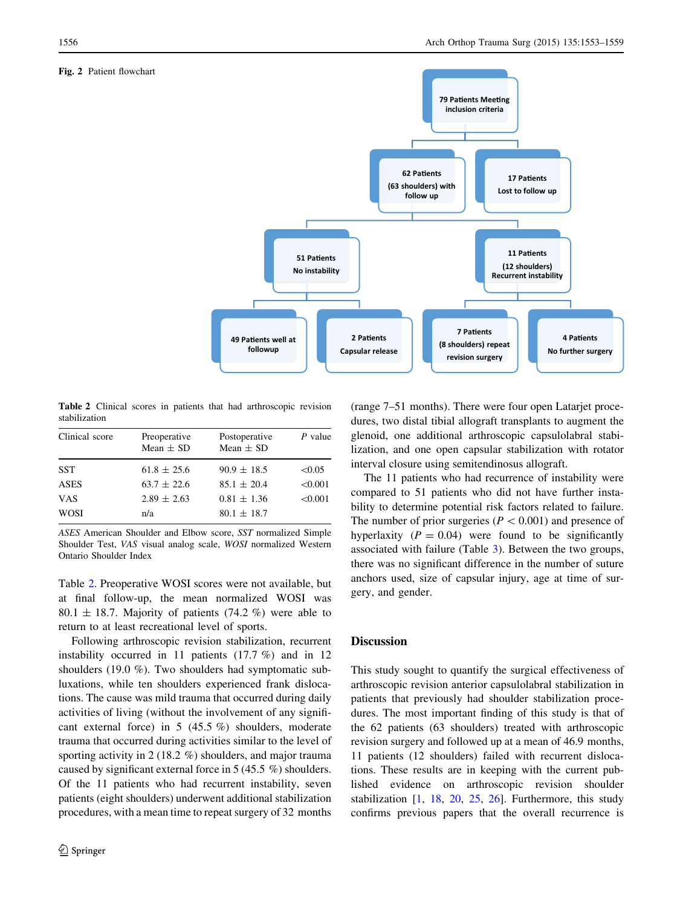**Fig. 2** Patient flowchart

79 Patients Meeting inclusion criteria

62 Patients (63 shoulders) with follow up

17 Patients Lost to follow up

51 Patients No instability

11 Patients (12 shoulders) Recurrent instability

49 Patients well at followup

2 Patients Capsular release

7 Patients (8 shoulders) repeat revision surgery

4 Patients No further surgery

**Table 2** Clinical scores in patients that had arthroscopic revision stabilization

| Clinical score | Preoperative Mean ± SD | Postoperative Mean ± SD | P value |
|---|---|---|---|
| SST | 61.8 ± 25.6 | 90.9 ± 18.5 | <0.05 |
| ASES | 63.7 ± 22.6 | 85.1 ± 20.4 | <0.001 |
| VAS | 2.89 ± 2.63 | 0.81 ± 1.36 | <0.001 |
| WOSI | n/a | 80.1 ± 18.7 | |

*ASES* American Shoulder and Elbow score, *SST* normalized Simple Shoulder Test, *VAS* visual analog scale, *WOSI* normalized Western Ontario Shoulder Index

Table 2. Preoperative WOSI scores were not available, but at final follow-up, the mean normalized WOSI was 80.1 ± 18.7. Majority of patients (74.2 %) were able to return to at least recreational level of sports.

Following arthroscopic revision stabilization, recurrent instability occurred in 11 patients (17.7 %) and in 12 shoulders (19.0 %). Two shoulders had symptomatic subluxations, while ten shoulders experienced frank dislocations. The cause was mild trauma that occurred during daily activities of living (without the involvement of any significant external force) in 5 (45.5 %) shoulders, moderate trauma that occurred during activities similar to the level of sporting activity in 2 (18.2 %) shoulders, and major trauma caused by significant external force in 5 (45.5 %) shoulders. Of the 11 patients who had recurrent instability, seven patients (eight shoulders) underwent additional stabilization procedures, with a mean time to repeat surgery of 32 months (range 7–51 months). There were four open Latarjet procedures, two distal tibial allograft transplants to augment the glenoid, one additional arthroscopic capsulolabral stabilization, and one open capsular stabilization with rotator interval closure using semitendinosus allograft.

The 11 patients who had recurrence of instability were compared to 51 patients who did not have further instability to determine potential risk factors related to failure. The number of prior surgeries ($P < 0.001$) and presence of hyperlaxity ($P = 0.04$) were found to be significantly associated with failure (Table 3). Between the two groups, there was no significant difference in the number of suture anchors used, size of capsular injury, age at time of surgery, and gender.

## Discussion

This study sought to quantify the surgical effectiveness of arthroscopic revision anterior capsulolabral stabilization in patients that previously had shoulder stabilization procedures. The most important finding of this study is that of the 62 patients (63 shoulders) treated with arthroscopic revision surgery and followed up at a mean of 46.9 months, 11 patients (12 shoulders) failed with recurrent dislocations. These results are in keeping with the current published evidence on arthroscopic revision shoulder stabilization [1, 18, 20, 25, 26]. Furthermore, this study confirms previous papers that the overall recurrence is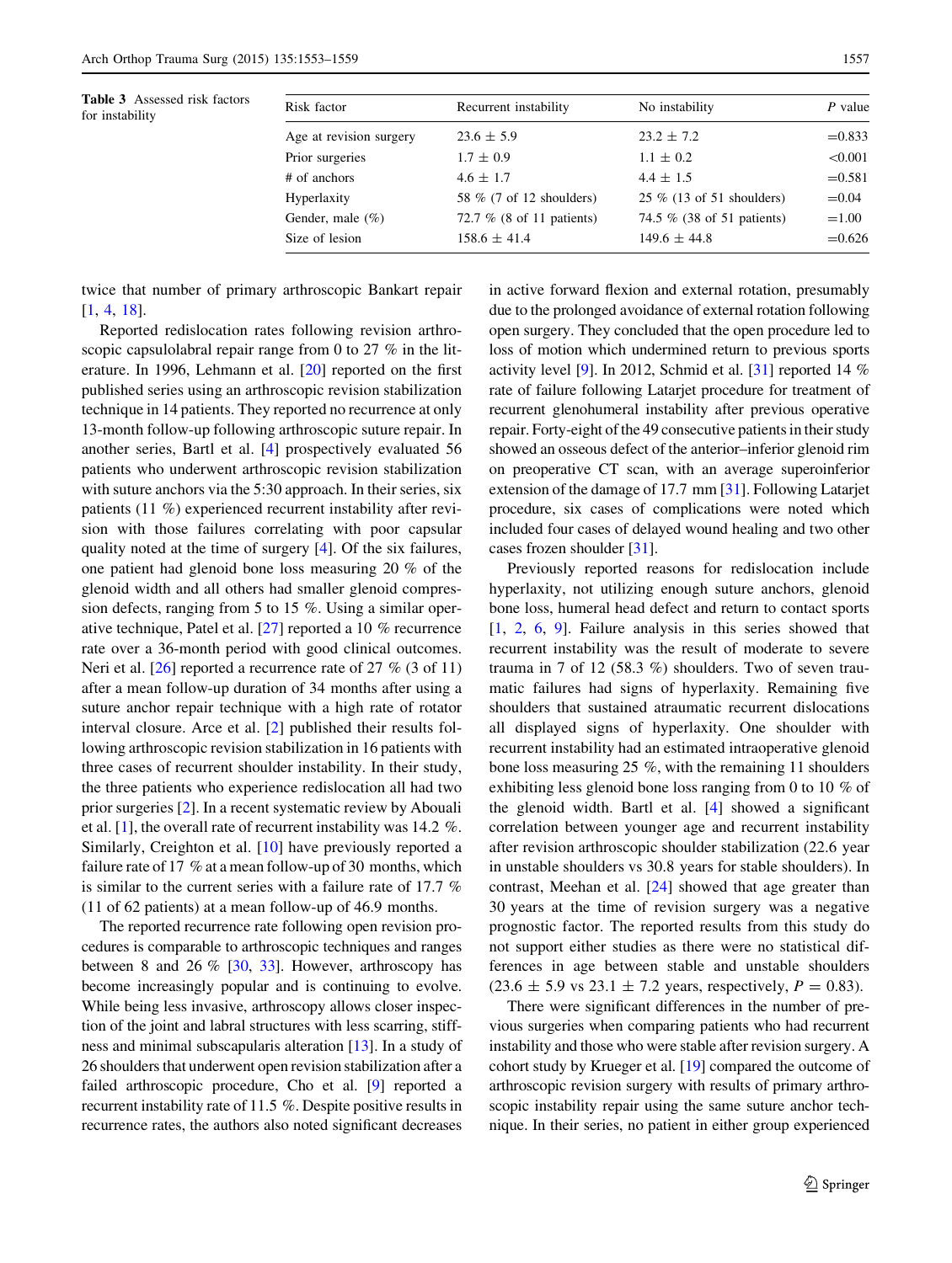Table 3 Assessed risk factors for instability

| Risk factor | Recurrent instability | No instability | *P* value |
|---|---|---|---|
| Age at revision surgery | 23.6 ± 5.9 | 23.2 ± 7.2 | =0.833 |
| Prior surgeries | 1.7 ± 0.9 | 1.1 ± 0.2 | <0.001 |
| # of anchors | 4.6 ± 1.7 | 4.4 ± 1.5 | =0.581 |
| Hyperlaxity | 58 % (7 of 12 shoulders) | 25 % (13 of 51 shoulders) | =0.04 |
| Gender, male (%) | 72.7 % (8 of 11 patients) | 74.5 % (38 of 51 patients) | =1.00 |
| Size of lesion | 158.6 ± 41.4 | 149.6 ± 44.8 | =0.626 |

twice that number of primary arthroscopic Bankart repair [1, 4, 18].

Reported redislocation rates following revision arthroscopic capsulolabral repair range from 0 to 27 % in the literature. In 1996, Lehmann et al. [20] reported on the first published series using an arthroscopic revision stabilization technique in 14 patients. They reported no recurrence at only 13-month follow-up following arthroscopic suture repair. In another series, Bartl et al. [4] prospectively evaluated 56 patients who underwent arthroscopic revision stabilization with suture anchors via the 5:30 approach. In their series, six patients (11 %) experienced recurrent instability after revision with those failures correlating with poor capsular quality noted at the time of surgery [4]. Of the six failures, one patient had glenoid bone loss measuring 20 % of the glenoid width and all others had smaller glenoid compression defects, ranging from 5 to 15 %. Using a similar operative technique, Patel et al. [27] reported a 10 % recurrence rate over a 36-month period with good clinical outcomes. Neri et al. [26] reported a recurrence rate of 27 % (3 of 11) after a mean follow-up duration of 34 months after using a suture anchor repair technique with a high rate of rotator interval closure. Arce et al. [2] published their results following arthroscopic revision stabilization in 16 patients with three cases of recurrent shoulder instability. In their study, the three patients who experience redislocation all had two prior surgeries [2]. In a recent systematic review by Abouali et al. [1], the overall rate of recurrent instability was 14.2 %. Similarly, Creighton et al. [10] have previously reported a failure rate of 17 % at a mean follow-up of 30 months, which is similar to the current series with a failure rate of 17.7 % (11 of 62 patients) at a mean follow-up of 46.9 months.

The reported recurrence rate following open revision procedures is comparable to arthroscopic techniques and ranges between 8 and 26 % [30, 33]. However, arthroscopy has become increasingly popular and is continuing to evolve. While being less invasive, arthroscopy allows closer inspection of the joint and labral structures with less scarring, stiffness and minimal subscapularis alteration [13]. In a study of 26 shoulders that underwent open revision stabilization after a failed arthroscopic procedure, Cho et al. [9] reported a recurrent instability rate of 11.5 %. Despite positive results in recurrence rates, the authors also noted significant decreases in active forward flexion and external rotation, presumably due to the prolonged avoidance of external rotation following open surgery. They concluded that the open procedure led to loss of motion which undermined return to previous sports activity level [9]. In 2012, Schmid et al. [31] reported 14 % rate of failure following Latarjet procedure for treatment of recurrent glenohumeral instability after previous operative repair. Forty-eight of the 49 consecutive patients in their study showed an osseous defect of the anterior–inferior glenoid rim on preoperative CT scan, with an average superoinferior extension of the damage of 17.7 mm [31]. Following Latarjet procedure, six cases of complications were noted which included four cases of delayed wound healing and two other cases frozen shoulder [31].

Previously reported reasons for redislocation include hyperlaxity, not utilizing enough suture anchors, glenoid bone loss, humeral head defect and return to contact sports [1, 2, 6, 9]. Failure analysis in this series showed that recurrent instability was the result of moderate to severe trauma in 7 of 12 (58.3 %) shoulders. Two of seven traumatic failures had signs of hyperlaxity. Remaining five shoulders that sustained atraumatic recurrent dislocations all displayed signs of hyperlaxity. One shoulder with recurrent instability had an estimated intraoperative glenoid bone loss measuring 25 %, with the remaining 11 shoulders exhibiting less glenoid bone loss ranging from 0 to 10 % of the glenoid width. Bartl et al. [4] showed a significant correlation between younger age and recurrent instability after revision arthroscopic shoulder stabilization (22.6 year in unstable shoulders vs 30.8 years for stable shoulders). In contrast, Meehan et al. [24] showed that age greater than 30 years at the time of revision surgery was a negative prognostic factor. The reported results from this study do not support either studies as there were no statistical differences in age between stable and unstable shoulders (23.6 ± 5.9 vs 23.1 ± 7.2 years, respectively, $P = 0.83$).

There were significant differences in the number of previous surgeries when comparing patients who had recurrent instability and those who were stable after revision surgery. A cohort study by Krueger et al. [19] compared the outcome of arthroscopic revision surgery with results of primary arthroscopic instability repair using the same suture anchor technique. In their series, no patient in either group experienced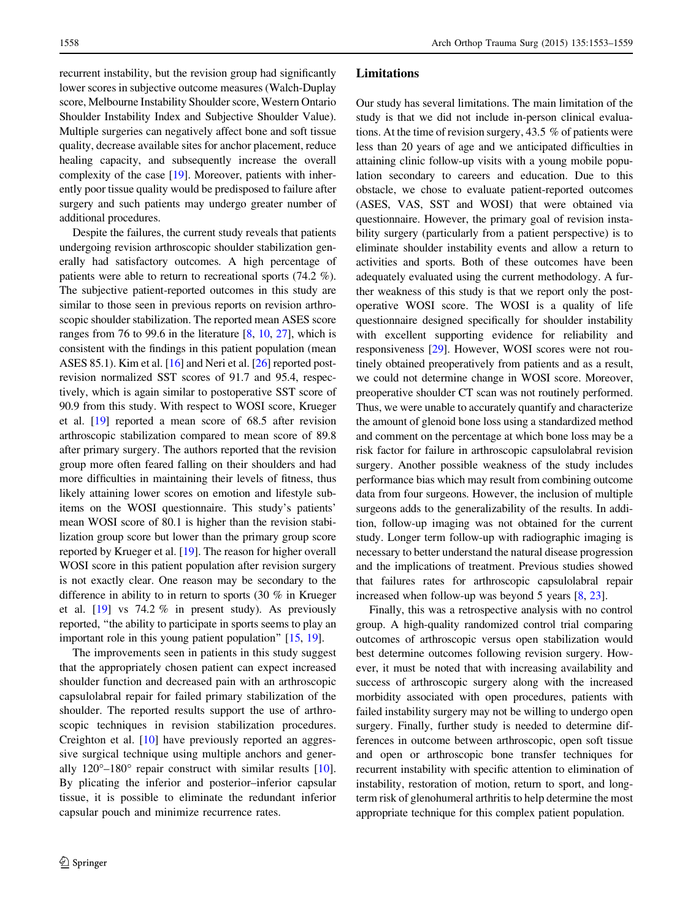recurrent instability, but the revision group had significantly lower scores in subjective outcome measures (Walch-Duplay score, Melbourne Instability Shoulder score, Western Ontario Shoulder Instability Index and Subjective Shoulder Value). Multiple surgeries can negatively affect bone and soft tissue quality, decrease available sites for anchor placement, reduce healing capacity, and subsequently increase the overall complexity of the case [19]. Moreover, patients with inherently poor tissue quality would be predisposed to failure after surgery and such patients may undergo greater number of additional procedures.

Despite the failures, the current study reveals that patients undergoing revision arthroscopic shoulder stabilization generally had satisfactory outcomes. A high percentage of patients were able to return to recreational sports (74.2 %). The subjective patient-reported outcomes in this study are similar to those seen in previous reports on revision arthroscopic shoulder stabilization. The reported mean ASES score ranges from 76 to 99.6 in the literature [8, 10, 27], which is consistent with the findings in this patient population (mean ASES 85.1). Kim et al. [16] and Neri et al. [26] reported post-revision normalized SST scores of 91.7 and 95.4, respectively, which is again similar to postoperative SST score of 90.9 from this study. With respect to WOSI score, Krueger et al. [19] reported a mean score of 68.5 after revision arthroscopic stabilization compared to mean score of 89.8 after primary surgery. The authors reported that the revision group more often feared falling on their shoulders and had more difficulties in maintaining their levels of fitness, thus likely attaining lower scores on emotion and lifestyle sub-items on the WOSI questionnaire. This study's patients' mean WOSI score of 80.1 is higher than the revision stabilization group score but lower than the primary group score reported by Krueger et al. [19]. The reason for higher overall WOSI score in this patient population after revision surgery is not exactly clear. One reason may be secondary to the difference in ability to in return to sports (30 % in Krueger et al. [19] vs 74.2 % in present study). As previously reported, "the ability to participate in sports seems to play an important role in this young patient population" [15, 19].

The improvements seen in patients in this study suggest that the appropriately chosen patient can expect increased shoulder function and decreased pain with an arthroscopic capsulolabral repair for failed primary stabilization of the shoulder. The reported results support the use of arthroscopic techniques in revision stabilization procedures. Creighton et al. [10] have previously reported an aggressive surgical technique using multiple anchors and generally 120°–180° repair construct with similar results [10]. By plicating the inferior and posterior–inferior capsular tissue, it is possible to eliminate the redundant inferior capsular pouch and minimize recurrence rates.

## Limitations

Our study has several limitations. The main limitation of the study is that we did not include in-person clinical evaluations. At the time of revision surgery, 43.5 % of patients were less than 20 years of age and we anticipated difficulties in attaining clinic follow-up visits with a young mobile population secondary to careers and education. Due to this obstacle, we chose to evaluate patient-reported outcomes (ASES, VAS, SST and WOSI) that were obtained via questionnaire. However, the primary goal of revision instability surgery (particularly from a patient perspective) is to eliminate shoulder instability events and allow a return to activities and sports. Both of these outcomes have been adequately evaluated using the current methodology. A further weakness of this study is that we report only the postoperative WOSI score. The WOSI is a quality of life questionnaire designed specifically for shoulder instability with excellent supporting evidence for reliability and responsiveness [29]. However, WOSI scores were not routinely obtained preoperatively from patients and as a result, we could not determine change in WOSI score. Moreover, preoperative shoulder CT scan was not routinely performed. Thus, we were unable to accurately quantify and characterize the amount of glenoid bone loss using a standardized method and comment on the percentage at which bone loss may be a risk factor for failure in arthroscopic capsulolabral revision surgery. Another possible weakness of the study includes performance bias which may result from combining outcome data from four surgeons. However, the inclusion of multiple surgeons adds to the generalizability of the results. In addition, follow-up imaging was not obtained for the current study. Longer term follow-up with radiographic imaging is necessary to better understand the natural disease progression and the implications of treatment. Previous studies showed that failures rates for arthroscopic capsulolabral repair increased when follow-up was beyond 5 years [8, 23].

Finally, this was a retrospective analysis with no control group. A high-quality randomized control trial comparing outcomes of arthroscopic versus open stabilization would best determine outcomes following revision surgery. However, it must be noted that with increasing availability and success of arthroscopic surgery along with the increased morbidity associated with open procedures, patients with failed instability surgery may not be willing to undergo open surgery. Finally, further study is needed to determine differences in outcome between arthroscopic, open soft tissue and open or arthroscopic bone transfer techniques for recurrent instability with specific attention to elimination of instability, restoration of motion, return to sport, and long-term risk of glenohumeral arthritis to help determine the most appropriate technique for this complex patient population.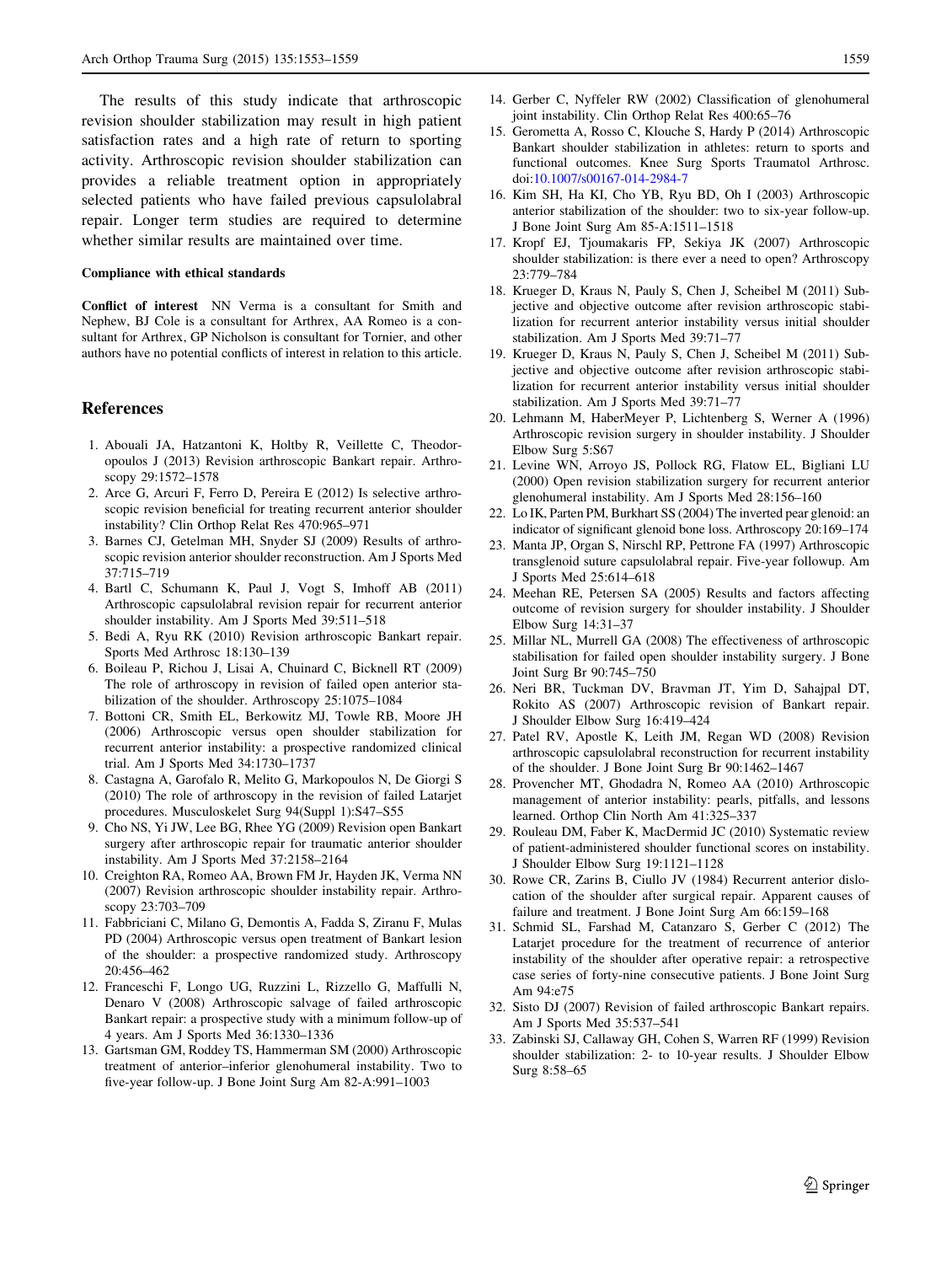The results of this study indicate that arthroscopic revision shoulder stabilization may result in high patient satisfaction rates and a high rate of return to sporting activity. Arthroscopic revision shoulder stabilization can provides a reliable treatment option in appropriately selected patients who have failed previous capsulolabral repair. Longer term studies are required to determine whether similar results are maintained over time.

**Compliance with ethical standards**

**Conflict of interest** NN Verma is a consultant for Smith and Nephew, BJ Cole is a consultant for Arthrex, AA Romeo is a consultant for Arthrex, GP Nicholson is consultant for Tornier, and other authors have no potential conflicts of interest in relation to this article.

## References

1. Abouali JA, Hatzantoni K, Holtby R, Veillette C, Theodoropoulos J (2013) Revision arthroscopic Bankart repair. Arthroscopy 29:1572–1578
2. Arce G, Arcuri F, Ferro D, Pereira E (2012) Is selective arthroscopic revision beneficial for treating recurrent anterior shoulder instability? Clin Orthop Relat Res 470:965–971
3. Barnes CJ, Getelman MH, Snyder SJ (2009) Results of arthroscopic revision anterior shoulder reconstruction. Am J Sports Med 37:715–719
4. Bartl C, Schumann K, Paul J, Vogt S, Imhoff AB (2011) Arthroscopic capsulolabral revision repair for recurrent anterior shoulder instability. Am J Sports Med 39:511–518
5. Bedi A, Ryu RK (2010) Revision arthroscopic Bankart repair. Sports Med Arthrosc 18:130–139
6. Boileau P, Richou J, Lisai A, Chuinard C, Bicknell RT (2009) The role of arthroscopy in revision of failed open anterior stabilization of the shoulder. Arthroscopy 25:1075–1084
7. Bottoni CR, Smith EL, Berkowitz MJ, Towle RB, Moore JH (2006) Arthroscopic versus open shoulder stabilization for recurrent anterior instability: a prospective randomized clinical trial. Am J Sports Med 34:1730–1737
8. Castagna A, Garofalo R, Melito G, Markopoulos N, De Giorgi S (2010) The role of arthroscopy in the revision of failed Latarjet procedures. Musculoskelet Surg 94(Suppl 1):S47–S55
9. Cho NS, Yi JW, Lee BG, Rhee YG (2009) Revision open Bankart surgery after arthroscopic repair for traumatic anterior shoulder instability. Am J Sports Med 37:2158–2164
10. Creighton RA, Romeo AA, Brown FM Jr, Hayden JK, Verma NN (2007) Revision arthroscopic shoulder instability repair. Arthroscopy 23:703–709
11. Fabbriciani C, Milano G, Demontis A, Fadda S, Ziranu F, Mulas PD (2004) Arthroscopic versus open treatment of Bankart lesion of the shoulder: a prospective randomized study. Arthroscopy 20:456–462
12. Franceschi F, Longo UG, Ruzzini L, Rizzello G, Maffulli N, Denaro V (2008) Arthroscopic salvage of failed arthroscopic Bankart repair: a prospective study with a minimum follow-up of 4 years. Am J Sports Med 36:1330–1336
13. Gartsman GM, Roddey TS, Hammerman SM (2000) Arthroscopic treatment of anterior–inferior glenohumeral instability. Two to five-year follow-up. J Bone Joint Surg Am 82-A:991–1003
14. Gerber C, Nyffeler RW (2002) Classification of glenohumeral joint instability. Clin Orthop Relat Res 400:65–76
15. Gerometta A, Rosso C, Klouche S, Hardy P (2014) Arthroscopic Bankart shoulder stabilization in athletes: return to sports and functional outcomes. Knee Surg Sports Traumatol Arthrosc. doi:10.1007/s00167-014-2984-7
16. Kim SH, Ha KI, Cho YB, Ryu BD, Oh I (2003) Arthroscopic anterior stabilization of the shoulder: two to six-year follow-up. J Bone Joint Surg Am 85-A:1511–1518
17. Kropf EJ, Tjoumakaris FP, Sekiya JK (2007) Arthroscopic shoulder stabilization: is there ever a need to open? Arthroscopy 23:779–784
18. Krueger D, Kraus N, Pauly S, Chen J, Scheibel M (2011) Subjective and objective outcome after revision arthroscopic stabilization for recurrent anterior instability versus initial shoulder stabilization. Am J Sports Med 39:71–77
19. Krueger D, Kraus N, Pauly S, Chen J, Scheibel M (2011) Subjective and objective outcome after revision arthroscopic stabilization for recurrent anterior instability versus initial shoulder stabilization. Am J Sports Med 39:71–77
20. Lehmann M, HaberMeyer P, Lichtenberg S, Werner A (1996) Arthroscopic revision surgery in shoulder instability. J Shoulder Elbow Surg 5:S67
21. Levine WN, Arroyo JS, Pollock RG, Flatow EL, Bigliani LU (2000) Open revision stabilization surgery for recurrent anterior glenohumeral instability. Am J Sports Med 28:156–160
22. Lo IK, Parten PM, Burkhart SS (2004) The inverted pear glenoid: an indicator of significant glenoid bone loss. Arthroscopy 20:169–174
23. Manta JP, Organ S, Nirschl RP, Pettrone FA (1997) Arthroscopic transglenoid suture capsulolabral repair. Five-year followup. Am J Sports Med 25:614–618
24. Meehan RE, Petersen SA (2005) Results and factors affecting outcome of revision surgery for shoulder instability. J Shoulder Elbow Surg 14:31–37
25. Millar NL, Murrell GA (2008) The effectiveness of arthroscopic stabilisation for failed open shoulder instability surgery. J Bone Joint Surg Br 90:745–750
26. Neri BR, Tuckman DV, Bravman JT, Yim D, Sahajpal DT, Rokito AS (2007) Arthroscopic revision of Bankart repair. J Shoulder Elbow Surg 16:419–424
27. Patel RV, Apostle K, Leith JM, Regan WD (2008) Revision arthroscopic capsulolabral reconstruction for recurrent instability of the shoulder. J Bone Joint Surg Br 90:1462–1467
28. Provencher MT, Ghodadra N, Romeo AA (2010) Arthroscopic management of anterior instability: pearls, pitfalls, and lessons learned. Orthop Clin North Am 41:325–337
29. Rouleau DM, Faber K, MacDermid JC (2010) Systematic review of patient-administered shoulder functional scores on instability. J Shoulder Elbow Surg 19:1121–1128
30. Rowe CR, Zarins B, Ciullo JV (1984) Recurrent anterior dislocation of the shoulder after surgical repair. Apparent causes of failure and treatment. J Bone Joint Surg Am 66:159–168
31. Schmid SL, Farshad M, Catanzaro S, Gerber C (2012) The Latarjet procedure for the treatment of recurrence of anterior instability of the shoulder after operative repair: a retrospective case series of forty-nine consecutive patients. J Bone Joint Surg Am 94:e75
32. Sisto DJ (2007) Revision of failed arthroscopic Bankart repairs. Am J Sports Med 35:537–541
33. Zabinski SJ, Callaway GH, Cohen S, Warren RF (1999) Revision shoulder stabilization: 2- to 10-year results. J Shoulder Elbow Surg 8:58–65